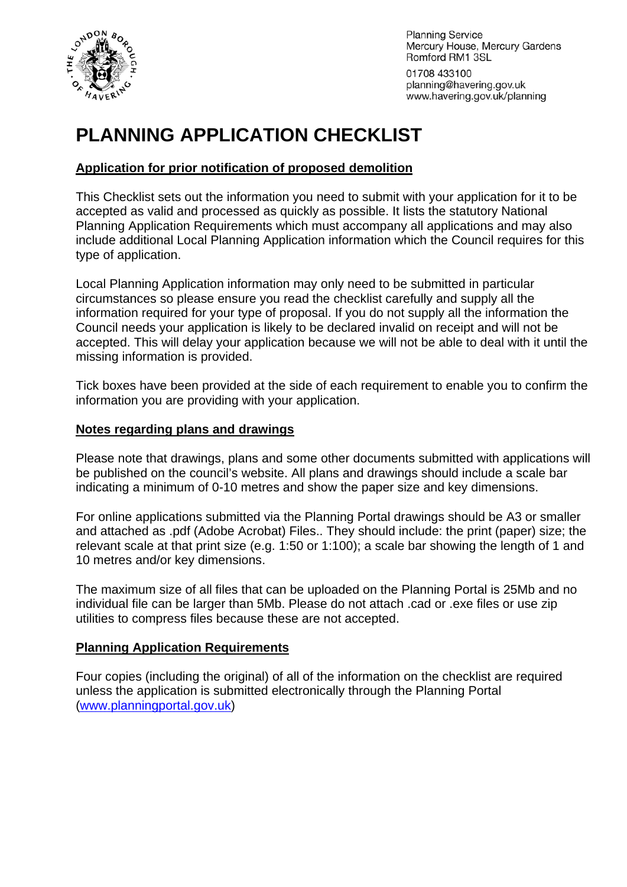Planning Service
Mercury House, Mercury Gardens
Romford RM1 3SL

01708 433100
planning@havering.gov.uk
www.havering.gov.uk/planning

# PLANNING APPLICATION CHECKLIST

## Application for prior notification of proposed demolition

This Checklist sets out the information you need to submit with your application for it to be accepted as valid and processed as quickly as possible. It lists the statutory National Planning Application Requirements which must accompany all applications and may also include additional Local Planning Application information which the Council requires for this type of application.

Local Planning Application information may only need to be submitted in particular circumstances so please ensure you read the checklist carefully and supply all the information required for your type of proposal. If you do not supply all the information the Council needs your application is likely to be declared invalid on receipt and will not be accepted. This will delay your application because we will not be able to deal with it until the missing information is provided.

Tick boxes have been provided at the side of each requirement to enable you to confirm the information you are providing with your application.

## Notes regarding plans and drawings

Please note that drawings, plans and some other documents submitted with applications will be published on the council's website. All plans and drawings should include a scale bar indicating a minimum of 0-10 metres and show the paper size and key dimensions.

For online applications submitted via the Planning Portal drawings should be A3 or smaller and attached as .pdf (Adobe Acrobat) Files.. They should include: the print (paper) size; the relevant scale at that print size (e.g. 1:50 or 1:100); a scale bar showing the length of 1 and 10 metres and/or key dimensions.

The maximum size of all files that can be uploaded on the Planning Portal is 25Mb and no individual file can be larger than 5Mb. Please do not attach .cad or .exe files or use zip utilities to compress files because these are not accepted.

## Planning Application Requirements

Four copies (including the original) of all of the information on the checklist are required unless the application is submitted electronically through the Planning Portal (www.planningportal.gov.uk)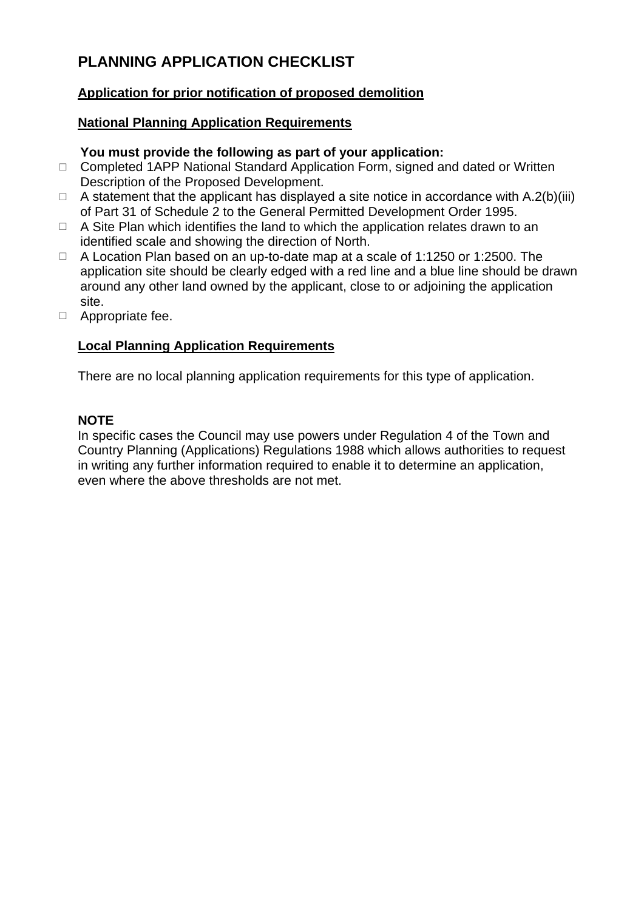# PLANNING APPLICATION CHECKLIST

**Application for prior notification of proposed demolition**

**National Planning Application Requirements**

**You must provide the following as part of your application:**

- ☐ Completed 1APP National Standard Application Form, signed and dated or Written Description of the Proposed Development.
- ☐ A statement that the applicant has displayed a site notice in accordance with A.2(b)(iii) of Part 31 of Schedule 2 to the General Permitted Development Order 1995.
- ☐ A Site Plan which identifies the land to which the application relates drawn to an identified scale and showing the direction of North.
- ☐ A Location Plan based on an up-to-date map at a scale of 1:1250 or 1:2500. The application site should be clearly edged with a red line and a blue line should be drawn around any other land owned by the applicant, close to or adjoining the application site.
- ☐ Appropriate fee.

**Local Planning Application Requirements**

There are no local planning application requirements for this type of application.

**NOTE**

In specific cases the Council may use powers under Regulation 4 of the Town and Country Planning (Applications) Regulations 1988 which allows authorities to request in writing any further information required to enable it to determine an application, even where the above thresholds are not met.